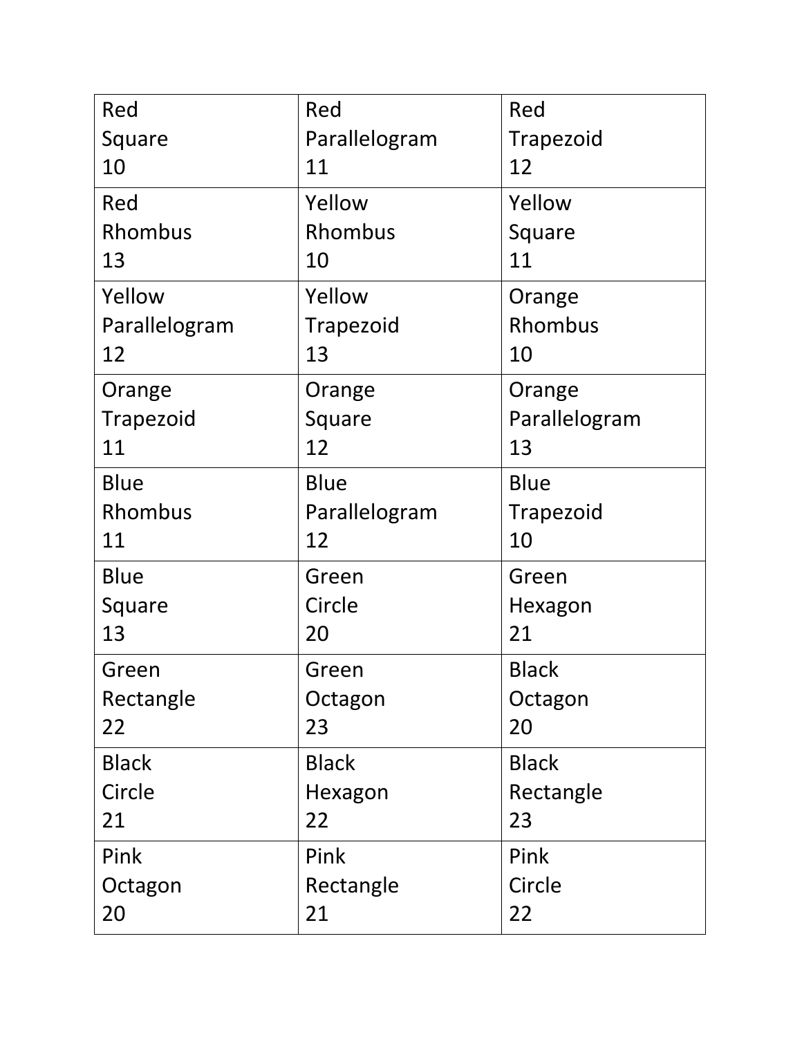| Red<br>Square<br>10 | Red<br>Parallelogram<br>11 | Red<br>Trapezoid<br>12 |
|---|---|---|
| Red<br>Rhombus<br>13 | Yellow<br>Rhombus<br>10 | Yellow<br>Square<br>11 |
| Yellow<br>Parallelogram<br>12 | Yellow<br>Trapezoid<br>13 | Orange<br>Rhombus<br>10 |
| Orange<br>Trapezoid<br>11 | Orange<br>Square<br>12 | Orange<br>Parallelogram<br>13 |
| Blue<br>Rhombus<br>11 | Blue<br>Parallelogram<br>12 | Blue<br>Trapezoid<br>10 |
| Blue<br>Square<br>13 | Green<br>Circle<br>20 | Green<br>Hexagon<br>21 |
| Green<br>Rectangle<br>22 | Green<br>Octagon<br>23 | Black<br>Octagon<br>20 |
| Black<br>Circle<br>21 | Black<br>Hexagon<br>22 | Black<br>Rectangle<br>23 |
| Pink<br>Octagon<br>20 | Pink<br>Rectangle<br>21 | Pink<br>Circle<br>22 |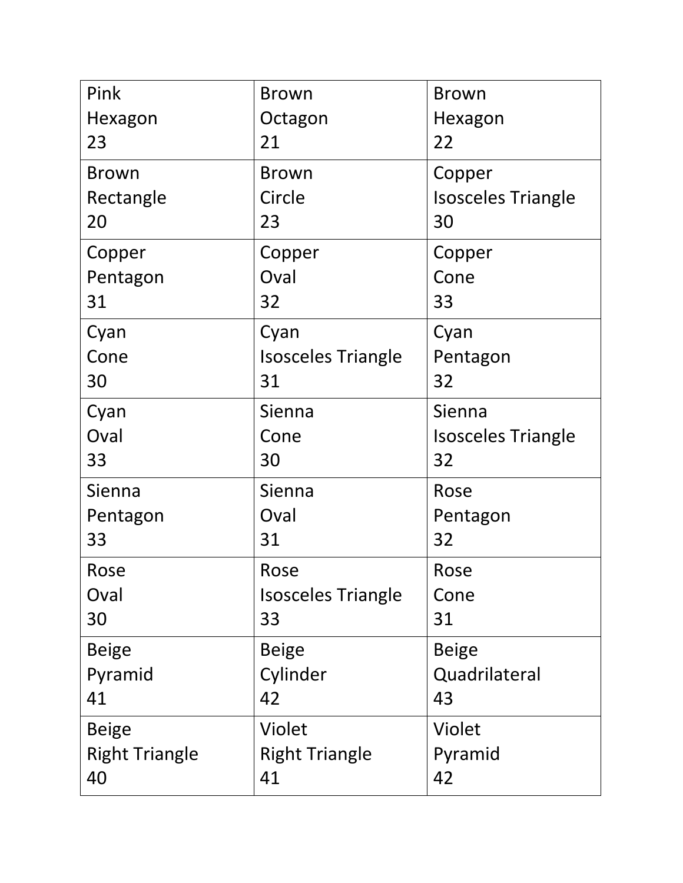| | | |
|---|---|---|
| Pink<br>Hexagon<br>23 | Brown<br>Octagon<br>21 | Brown<br>Hexagon<br>22 |
| Brown<br>Rectangle<br>20 | Brown<br>Circle<br>23 | Copper<br>Isosceles Triangle<br>30 |
| Copper<br>Pentagon<br>31 | Copper<br>Oval<br>32 | Copper<br>Cone<br>33 |
| Cyan<br>Cone<br>30 | Cyan<br>Isosceles Triangle<br>31 | Cyan<br>Pentagon<br>32 |
| Cyan<br>Oval<br>33 | Sienna<br>Cone<br>30 | Sienna<br>Isosceles Triangle<br>32 |
| Sienna<br>Pentagon<br>33 | Sienna<br>Oval<br>31 | Rose<br>Pentagon<br>32 |
| Rose<br>Oval<br>30 | Rose<br>Isosceles Triangle<br>33 | Rose<br>Cone<br>31 |
| Beige<br>Pyramid<br>41 | Beige<br>Cylinder<br>42 | Beige<br>Quadrilateral<br>43 |
| Beige<br>Right Triangle<br>40 | Violet<br>Right Triangle<br>41 | Violet<br>Pyramid<br>42 |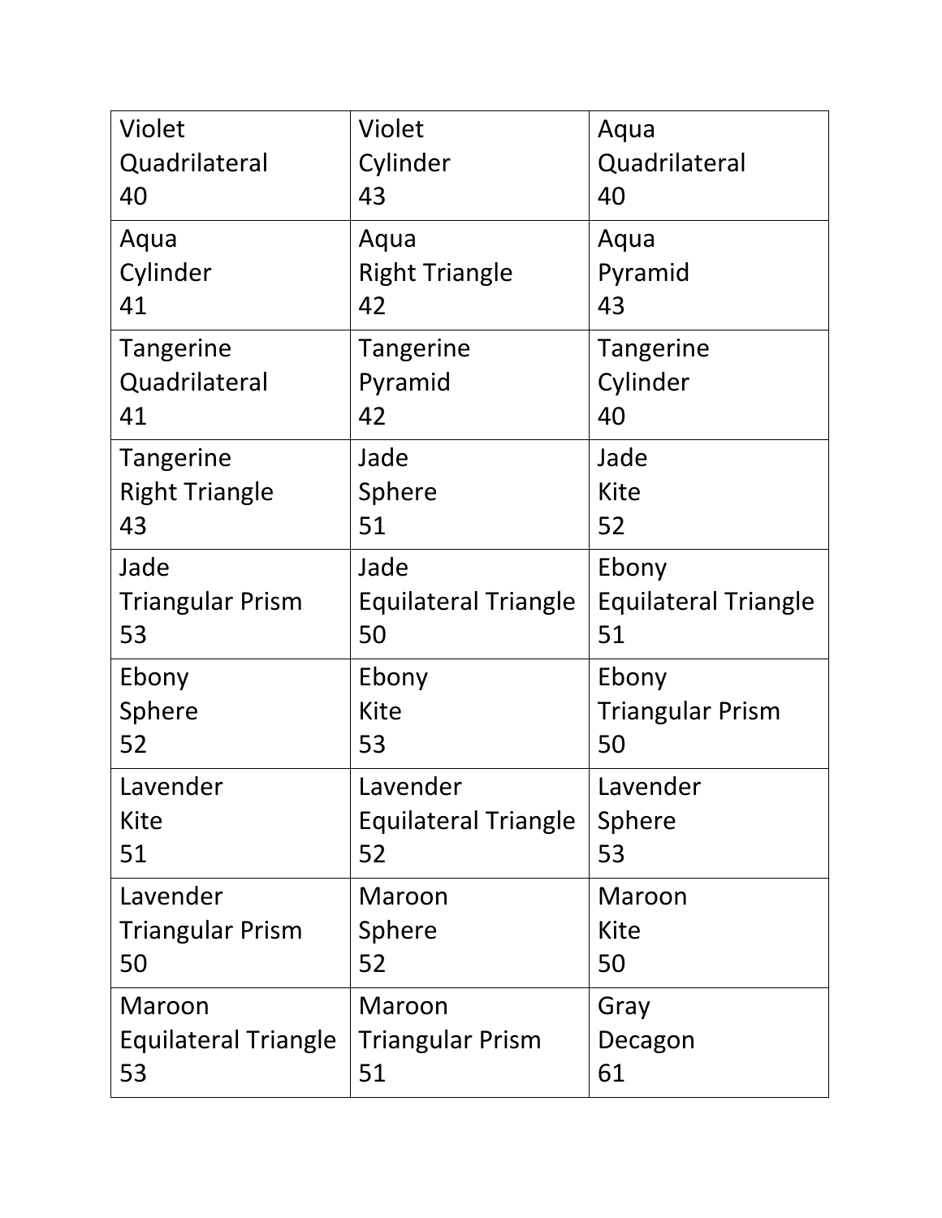| Violet<br>Quadrilateral<br>40 | Violet<br>Cylinder<br>43 | Aqua<br>Quadrilateral<br>40 |
| --- | --- | --- |
| Aqua<br>Cylinder<br>41 | Aqua<br>Right Triangle<br>42 | Aqua<br>Pyramid<br>43 |
| Tangerine<br>Quadrilateral<br>41 | Tangerine<br>Pyramid<br>42 | Tangerine<br>Cylinder<br>40 |
| Tangerine<br>Right Triangle<br>43 | Jade<br>Sphere<br>51 | Jade<br>Kite<br>52 |
| Jade<br>Triangular Prism<br>53 | Jade<br>Equilateral Triangle<br>50 | Ebony<br>Equilateral Triangle<br>51 |
| Ebony<br>Sphere<br>52 | Ebony<br>Kite<br>53 | Ebony<br>Triangular Prism<br>50 |
| Lavender<br>Kite<br>51 | Lavender<br>Equilateral Triangle<br>52 | Lavender<br>Sphere<br>53 |
| Lavender<br>Triangular Prism<br>50 | Maroon<br>Sphere<br>52 | Maroon<br>Kite<br>50 |
| Maroon<br>Equilateral Triangle<br>53 | Maroon<br>Triangular Prism<br>51 | Gray<br>Decagon<br>61 |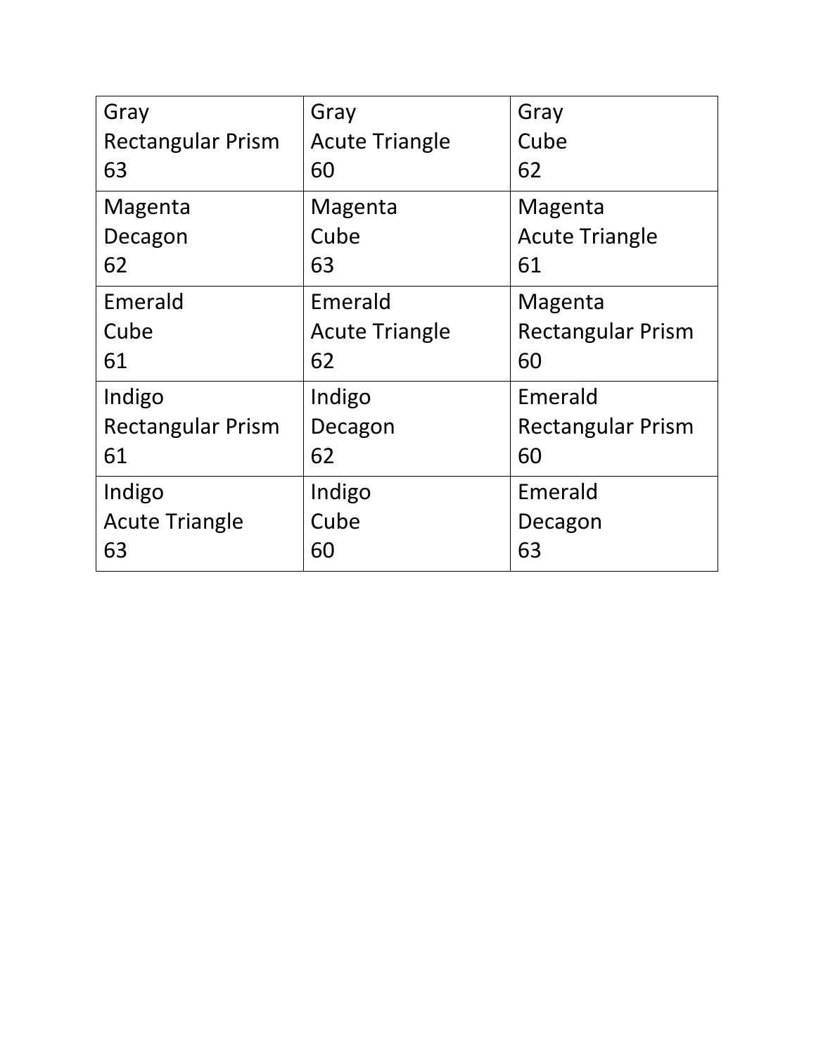| | | |
|---|---|---|
| Gray<br>Rectangular Prism<br>63 | Gray<br>Acute Triangle<br>60 | Gray<br>Cube<br>62 |
| Magenta<br>Decagon<br>62 | Magenta<br>Cube<br>63 | Magenta<br>Acute Triangle<br>61 |
| Emerald<br>Cube<br>61 | Emerald<br>Acute Triangle<br>62 | Magenta<br>Rectangular Prism<br>60 |
| Indigo<br>Rectangular Prism<br>61 | Indigo<br>Decagon<br>62 | Emerald<br>Rectangular Prism<br>60 |
| Indigo<br>Acute Triangle<br>63 | Indigo<br>Cube<br>60 | Emerald<br>Decagon<br>63 |